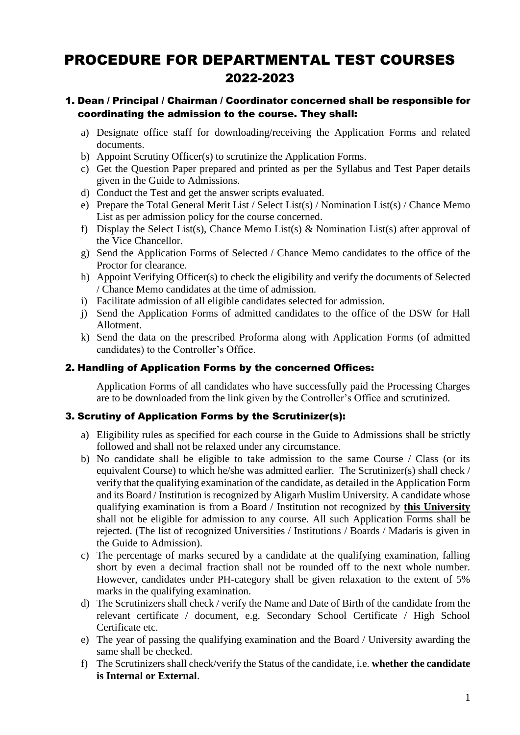# PROCEDURE FOR DEPARTMENTAL TEST COURSES 2022-2023

## 1. Dean / Principal / Chairman / Coordinator concerned shall be responsible for coordinating the admission to the course. They shall:

a) Designate office staff for downloading/receiving the Application Forms and related documents.
b) Appoint Scrutiny Officer(s) to scrutinize the Application Forms.
c) Get the Question Paper prepared and printed as per the Syllabus and Test Paper details given in the Guide to Admissions.
d) Conduct the Test and get the answer scripts evaluated.
e) Prepare the Total General Merit List / Select List(s) / Nomination List(s) / Chance Memo List as per admission policy for the course concerned.
f) Display the Select List(s), Chance Memo List(s) & Nomination List(s) after approval of the Vice Chancellor.
g) Send the Application Forms of Selected / Chance Memo candidates to the office of the Proctor for clearance.
h) Appoint Verifying Officer(s) to check the eligibility and verify the documents of Selected / Chance Memo candidates at the time of admission.
i) Facilitate admission of all eligible candidates selected for admission.
j) Send the Application Forms of admitted candidates to the office of the DSW for Hall Allotment.
k) Send the data on the prescribed Proforma along with Application Forms (of admitted candidates) to the Controller's Office.

## 2. Handling of Application Forms by the concerned Offices:

Application Forms of all candidates who have successfully paid the Processing Charges are to be downloaded from the link given by the Controller's Office and scrutinized.

## 3. Scrutiny of Application Forms by the Scrutinizer(s):

a) Eligibility rules as specified for each course in the Guide to Admissions shall be strictly followed and shall not be relaxed under any circumstance.
b) No candidate shall be eligible to take admission to the same Course / Class (or its equivalent Course) to which he/she was admitted earlier. The Scrutinizer(s) shall check / verify that the qualifying examination of the candidate, as detailed in the Application Form and its Board / Institution is recognized by Aligarh Muslim University. A candidate whose qualifying examination is from a Board / Institution not recognized by **this University** shall not be eligible for admission to any course. All such Application Forms shall be rejected. (The list of recognized Universities / Institutions / Boards / Madaris is given in the Guide to Admission).
c) The percentage of marks secured by a candidate at the qualifying examination, falling short by even a decimal fraction shall not be rounded off to the next whole number. However, candidates under PH-category shall be given relaxation to the extent of 5% marks in the qualifying examination.
d) The Scrutinizers shall check / verify the Name and Date of Birth of the candidate from the relevant certificate / document, e.g. Secondary School Certificate / High School Certificate etc.
e) The year of passing the qualifying examination and the Board / University awarding the same shall be checked.
f) The Scrutinizers shall check/verify the Status of the candidate, i.e. **whether the candidate is Internal or External**.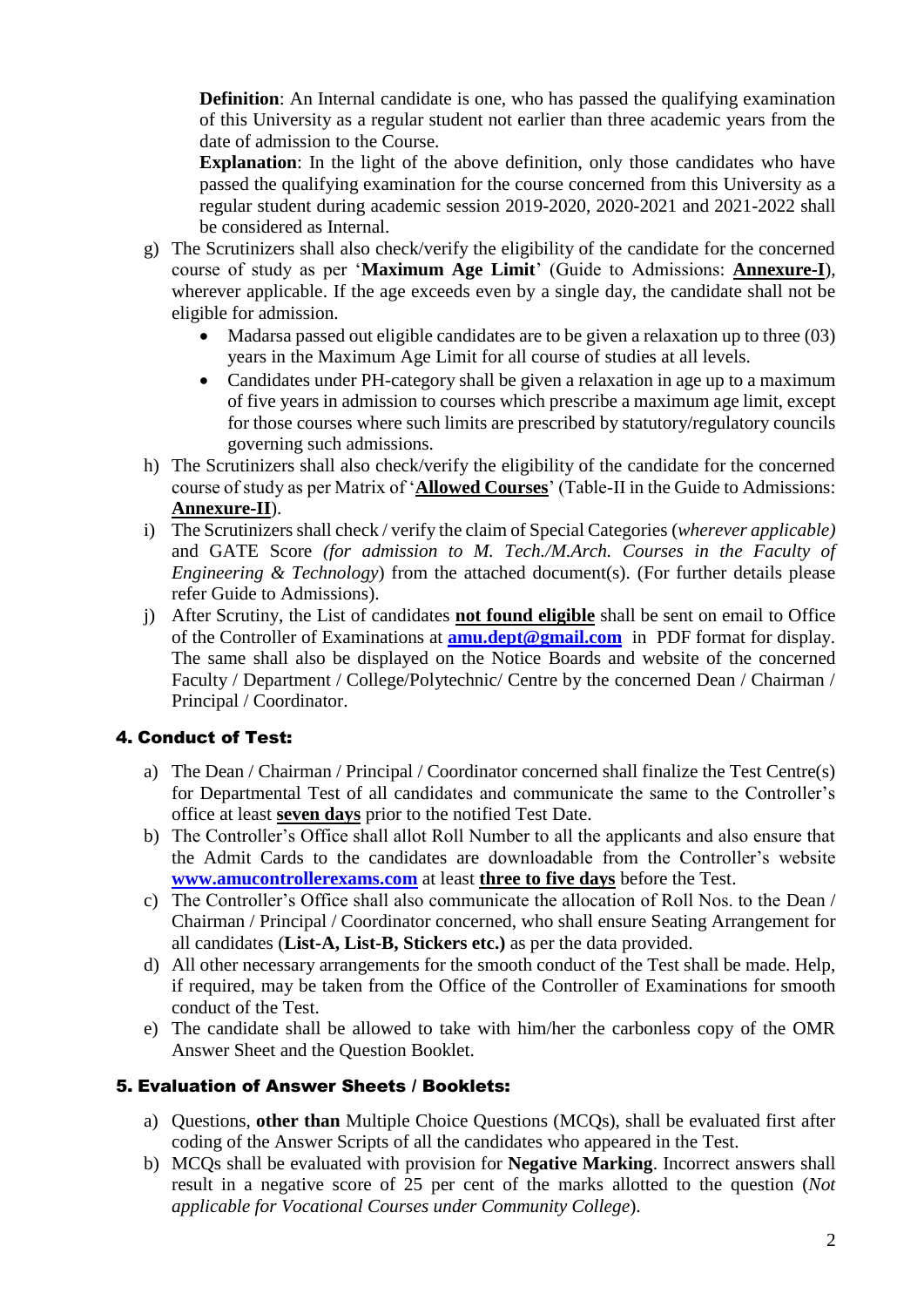**Definition**: An Internal candidate is one, who has passed the qualifying examination of this University as a regular student not earlier than three academic years from the date of admission to the Course.

**Explanation**: In the light of the above definition, only those candidates who have passed the qualifying examination for the course concerned from this University as a regular student during academic session 2019-2020, 2020-2021 and 2021-2022 shall be considered as Internal.

g) The Scrutinizers shall also check/verify the eligibility of the candidate for the concerned course of study as per '**Maximum Age Limit**' (Guide to Admissions: **Annexure-I**), wherever applicable. If the age exceeds even by a single day, the candidate shall not be eligible for admission.
   - Madarsa passed out eligible candidates are to be given a relaxation up to three (03) years in the Maximum Age Limit for all course of studies at all levels.
   - Candidates under PH-category shall be given a relaxation in age up to a maximum of five years in admission to courses which prescribe a maximum age limit, except for those courses where such limits are prescribed by statutory/regulatory councils governing such admissions.

h) The Scrutinizers shall also check/verify the eligibility of the candidate for the concerned course of study as per Matrix of '**Allowed Courses**' (Table-II in the Guide to Admissions: **Annexure-II**).

i) The Scrutinizers shall check / verify the claim of Special Categories (*wherever applicable)* and GATE Score *(for admission to M. Tech./M.Arch. Courses in the Faculty of Engineering & Technology*) from the attached document(s). (For further details please refer Guide to Admissions).

j) After Scrutiny, the List of candidates **not found eligible** shall be sent on email to Office of the Controller of Examinations at **amu.dept@gmail.com** in PDF format for display. The same shall also be displayed on the Notice Boards and website of the concerned Faculty / Department / College/Polytechnic/ Centre by the concerned Dean / Chairman / Principal / Coordinator.

## 4. Conduct of Test:

a) The Dean / Chairman / Principal / Coordinator concerned shall finalize the Test Centre(s) for Departmental Test of all candidates and communicate the same to the Controller's office at least **seven days** prior to the notified Test Date.

b) The Controller's Office shall allot Roll Number to all the applicants and also ensure that the Admit Cards to the candidates are downloadable from the Controller's website **www.amucontrollerexams.com** at least **three to five days** before the Test.

c) The Controller's Office shall also communicate the allocation of Roll Nos. to the Dean / Chairman / Principal / Coordinator concerned, who shall ensure Seating Arrangement for all candidates (**List-A, List-B, Stickers etc.)** as per the data provided.

d) All other necessary arrangements for the smooth conduct of the Test shall be made. Help, if required, may be taken from the Office of the Controller of Examinations for smooth conduct of the Test.

e) The candidate shall be allowed to take with him/her the carbonless copy of the OMR Answer Sheet and the Question Booklet.

## 5. Evaluation of Answer Sheets / Booklets:

a) Questions, **other than** Multiple Choice Questions (MCQs), shall be evaluated first after coding of the Answer Scripts of all the candidates who appeared in the Test.

b) MCQs shall be evaluated with provision for **Negative Marking**. Incorrect answers shall result in a negative score of 25 per cent of the marks allotted to the question (*Not applicable for Vocational Courses under Community College*).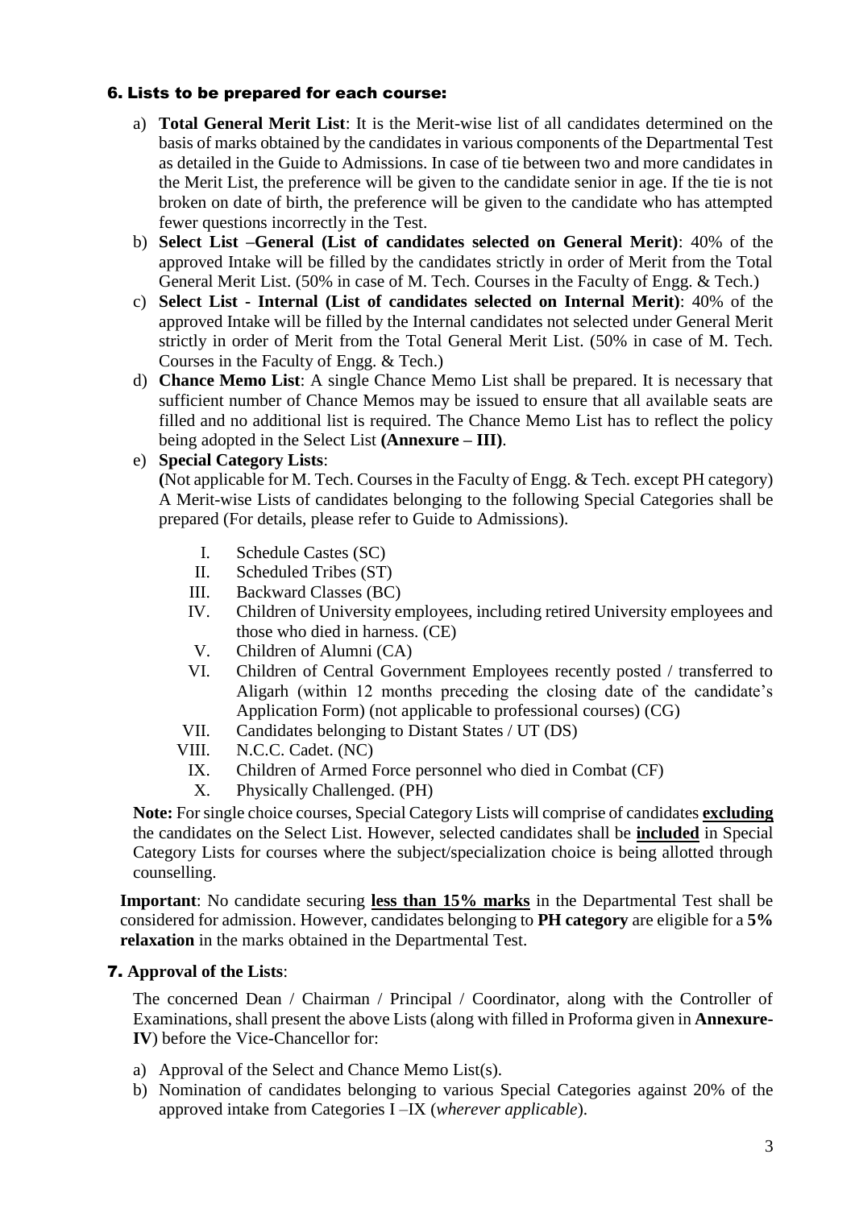## 6. Lists to be prepared for each course:

a) **Total General Merit List**: It is the Merit-wise list of all candidates determined on the basis of marks obtained by the candidates in various components of the Departmental Test as detailed in the Guide to Admissions. In case of tie between two and more candidates in the Merit List, the preference will be given to the candidate senior in age. If the tie is not broken on date of birth, the preference will be given to the candidate who has attempted fewer questions incorrectly in the Test.

b) **Select List –General (List of candidates selected on General Merit)**: 40% of the approved Intake will be filled by the candidates strictly in order of Merit from the Total General Merit List. (50% in case of M. Tech. Courses in the Faculty of Engg. & Tech.)

c) **Select List - Internal (List of candidates selected on Internal Merit)**: 40% of the approved Intake will be filled by the Internal candidates not selected under General Merit strictly in order of Merit from the Total General Merit List. (50% in case of M. Tech. Courses in the Faculty of Engg. & Tech.)

d) **Chance Memo List**: A single Chance Memo List shall be prepared. It is necessary that sufficient number of Chance Memos may be issued to ensure that all available seats are filled and no additional list is required. The Chance Memo List has to reflect the policy being adopted in the Select List **(Annexure – III)**.

e) **Special Category Lists**:
**(**Not applicable for M. Tech. Courses in the Faculty of Engg. & Tech. except PH category) A Merit-wise Lists of candidates belonging to the following Special Categories shall be prepared (For details, please refer to Guide to Admissions).

   I. Schedule Castes (SC)
   II. Scheduled Tribes (ST)
   III. Backward Classes (BC)
   IV. Children of University employees, including retired University employees and those who died in harness. (CE)
   V. Children of Alumni (CA)
   VI. Children of Central Government Employees recently posted / transferred to Aligarh (within 12 months preceding the closing date of the candidate's Application Form) (not applicable to professional courses) (CG)
   VII. Candidates belonging to Distant States / UT (DS)
   VIII. N.C.C. Cadet. (NC)
   IX. Children of Armed Force personnel who died in Combat (CF)
   X. Physically Challenged. (PH)

**Note:** For single choice courses, Special Category Lists will comprise of candidates **excluding** the candidates on the Select List. However, selected candidates shall be **included** in Special Category Lists for courses where the subject/specialization choice is being allotted through counselling.

**Important**: No candidate securing **less than 15% marks** in the Departmental Test shall be considered for admission. However, candidates belonging to **PH category** are eligible for a **5% relaxation** in the marks obtained in the Departmental Test.

## 7. Approval of the Lists:

The concerned Dean / Chairman / Principal / Coordinator, along with the Controller of Examinations, shall present the above Lists (along with filled in Proforma given in **Annexure-IV**) before the Vice-Chancellor for:

a) Approval of the Select and Chance Memo List(s).
b) Nomination of candidates belonging to various Special Categories against 20% of the approved intake from Categories I –IX (*wherever applicable*).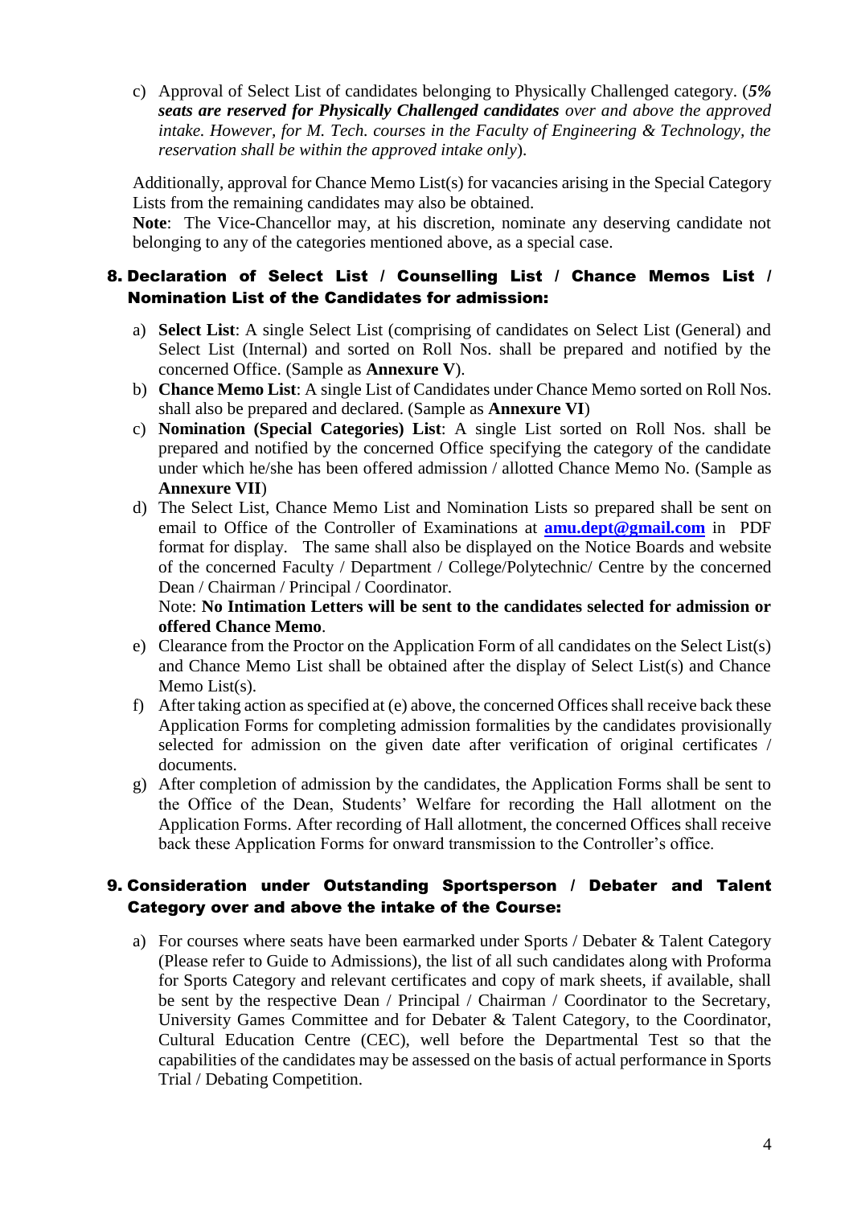c) Approval of Select List of candidates belonging to Physically Challenged category. (***5% seats are reserved for Physically Challenged candidates*** *over and above the approved intake. However, for M. Tech. courses in the Faculty of Engineering & Technology, the reservation shall be within the approved intake only*).

Additionally, approval for Chance Memo List(s) for vacancies arising in the Special Category Lists from the remaining candidates may also be obtained.

**Note**: The Vice-Chancellor may, at his discretion, nominate any deserving candidate not belonging to any of the categories mentioned above, as a special case.

## 8. Declaration of Select List / Counselling List / Chance Memos List / Nomination List of the Candidates for admission:

a) **Select List**: A single Select List (comprising of candidates on Select List (General) and Select List (Internal) and sorted on Roll Nos. shall be prepared and notified by the concerned Office. (Sample as **Annexure V**).

b) **Chance Memo List**: A single List of Candidates under Chance Memo sorted on Roll Nos. shall also be prepared and declared. (Sample as **Annexure VI**)

c) **Nomination (Special Categories) List**: A single List sorted on Roll Nos. shall be prepared and notified by the concerned Office specifying the category of the candidate under which he/she has been offered admission / allotted Chance Memo No. (Sample as **Annexure VII**)

d) The Select List, Chance Memo List and Nomination Lists so prepared shall be sent on email to Office of the Controller of Examinations at **amu.dept@gmail.com** in PDF format for display. The same shall also be displayed on the Notice Boards and website of the concerned Faculty / Department / College/Polytechnic/ Centre by the concerned Dean / Chairman / Principal / Coordinator.

   Note: **No Intimation Letters will be sent to the candidates selected for admission or offered Chance Memo**.

e) Clearance from the Proctor on the Application Form of all candidates on the Select List(s) and Chance Memo List shall be obtained after the display of Select List(s) and Chance Memo List(s).

f) After taking action as specified at (e) above, the concerned Offices shall receive back these Application Forms for completing admission formalities by the candidates provisionally selected for admission on the given date after verification of original certificates / documents.

g) After completion of admission by the candidates, the Application Forms shall be sent to the Office of the Dean, Students' Welfare for recording the Hall allotment on the Application Forms. After recording of Hall allotment, the concerned Offices shall receive back these Application Forms for onward transmission to the Controller's office.

## 9. Consideration under Outstanding Sportsperson / Debater and Talent Category over and above the intake of the Course:

a) For courses where seats have been earmarked under Sports / Debater & Talent Category (Please refer to Guide to Admissions), the list of all such candidates along with Proforma for Sports Category and relevant certificates and copy of mark sheets, if available, shall be sent by the respective Dean / Principal / Chairman / Coordinator to the Secretary, University Games Committee and for Debater & Talent Category, to the Coordinator, Cultural Education Centre (CEC), well before the Departmental Test so that the capabilities of the candidates may be assessed on the basis of actual performance in Sports Trial / Debating Competition.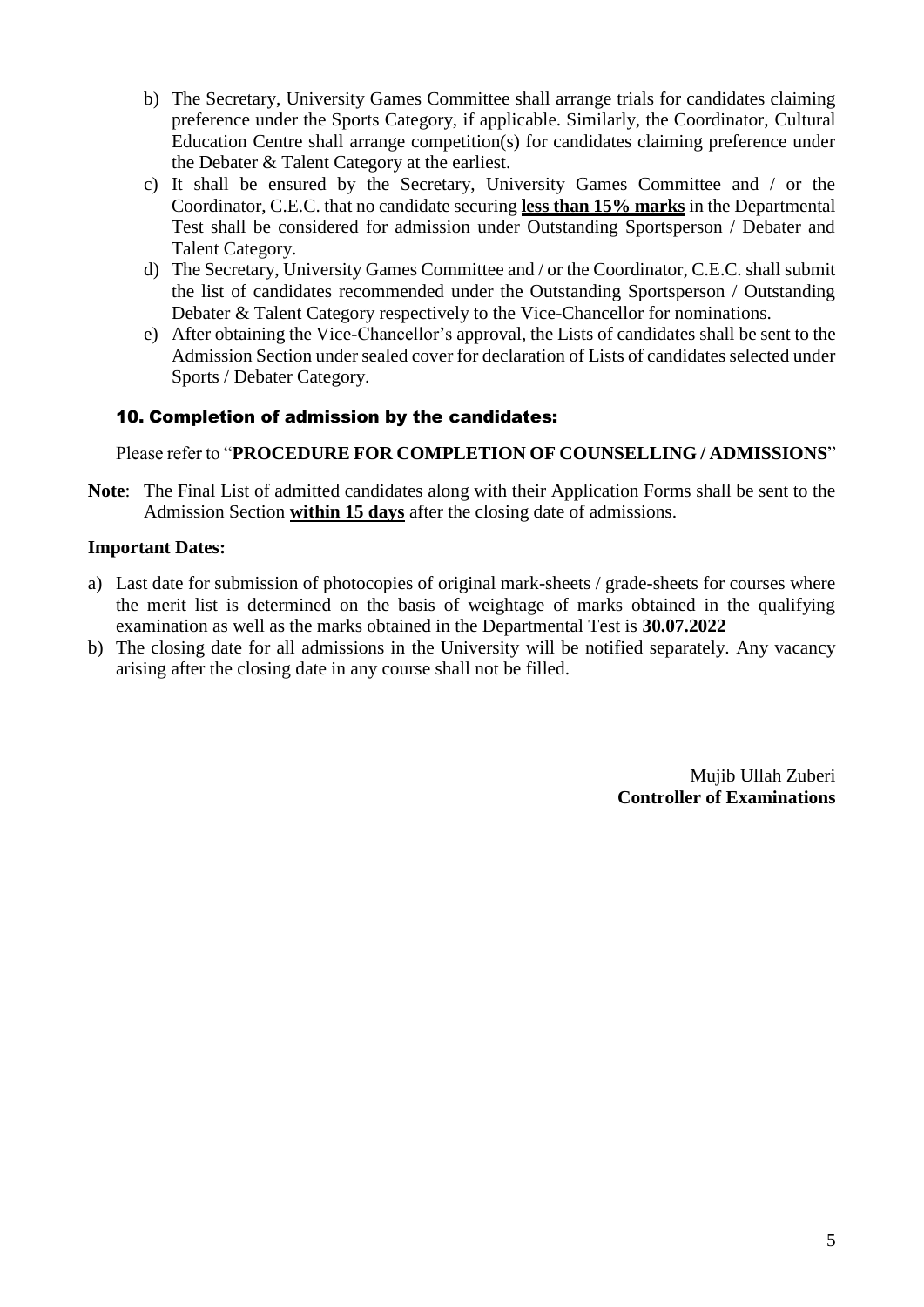b) The Secretary, University Games Committee shall arrange trials for candidates claiming preference under the Sports Category, if applicable. Similarly, the Coordinator, Cultural Education Centre shall arrange competition(s) for candidates claiming preference under the Debater & Talent Category at the earliest.

c) It shall be ensured by the Secretary, University Games Committee and / or the Coordinator, C.E.C. that no candidate securing **less than 15% marks** in the Departmental Test shall be considered for admission under Outstanding Sportsperson / Debater and Talent Category.

d) The Secretary, University Games Committee and / or the Coordinator, C.E.C. shall submit the list of candidates recommended under the Outstanding Sportsperson / Outstanding Debater & Talent Category respectively to the Vice-Chancellor for nominations.

e) After obtaining the Vice-Chancellor's approval, the Lists of candidates shall be sent to the Admission Section under sealed cover for declaration of Lists of candidates selected under Sports / Debater Category.

## 10. Completion of admission by the candidates:

Please refer to "**PROCEDURE FOR COMPLETION OF COUNSELLING / ADMISSIONS**"

**Note**: The Final List of admitted candidates along with their Application Forms shall be sent to the Admission Section **within 15 days** after the closing date of admissions.

**Important Dates:**

a) Last date for submission of photocopies of original mark-sheets / grade-sheets for courses where the merit list is determined on the basis of weightage of marks obtained in the qualifying examination as well as the marks obtained in the Departmental Test is **30.07.2022**

b) The closing date for all admissions in the University will be notified separately. Any vacancy arising after the closing date in any course shall not be filled.

Mujib Ullah Zuberi
**Controller of Examinations**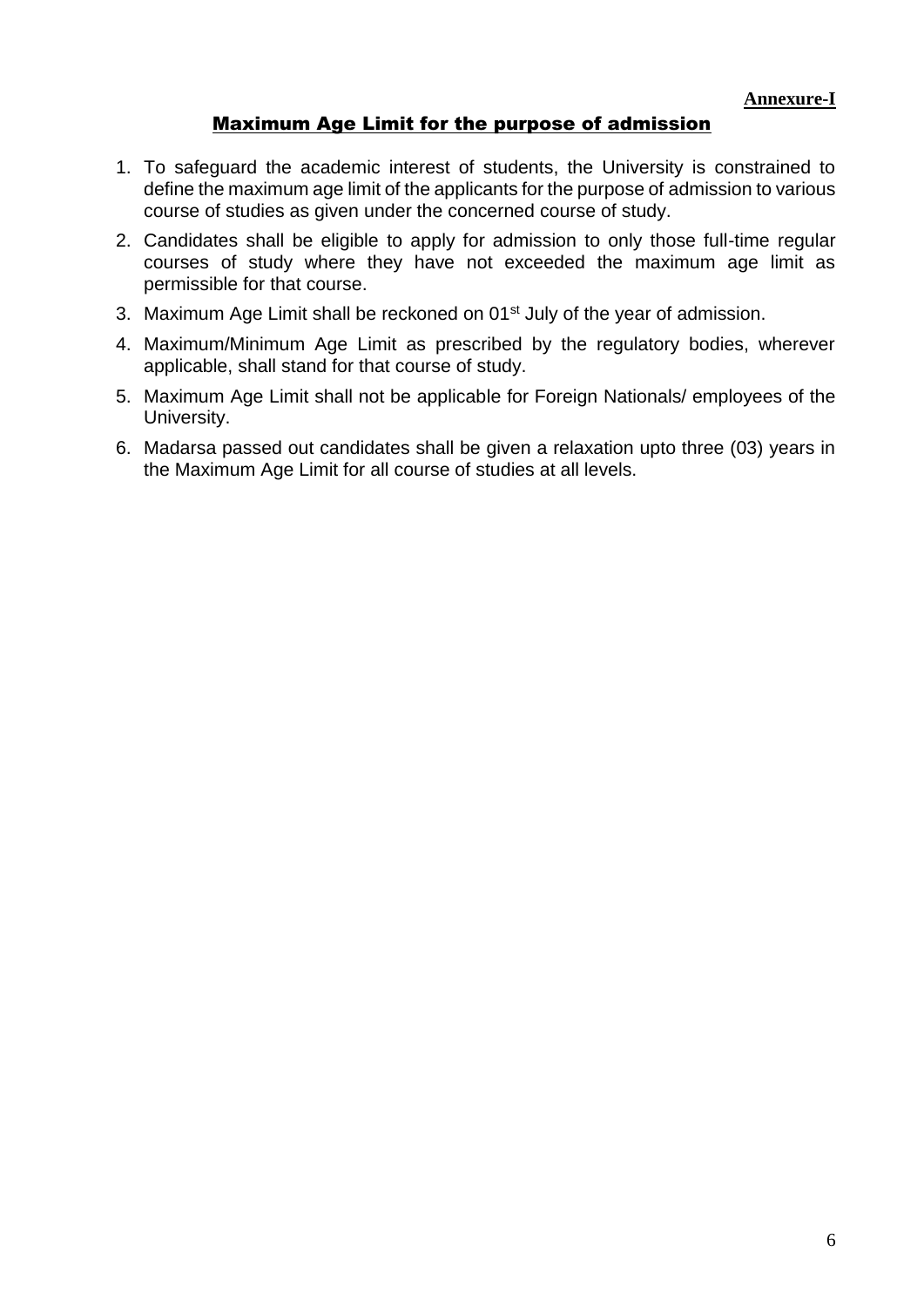**Annexure-I**

## Maximum Age Limit for the purpose of admission

1. To safeguard the academic interest of students, the University is constrained to define the maximum age limit of the applicants for the purpose of admission to various course of studies as given under the concerned course of study.
2. Candidates shall be eligible to apply for admission to only those full-time regular courses of study where they have not exceeded the maximum age limit as permissible for that course.
3. Maximum Age Limit shall be reckoned on 01st July of the year of admission.
4. Maximum/Minimum Age Limit as prescribed by the regulatory bodies, wherever applicable, shall stand for that course of study.
5. Maximum Age Limit shall not be applicable for Foreign Nationals/ employees of the University.
6. Madarsa passed out candidates shall be given a relaxation upto three (03) years in the Maximum Age Limit for all course of studies at all levels.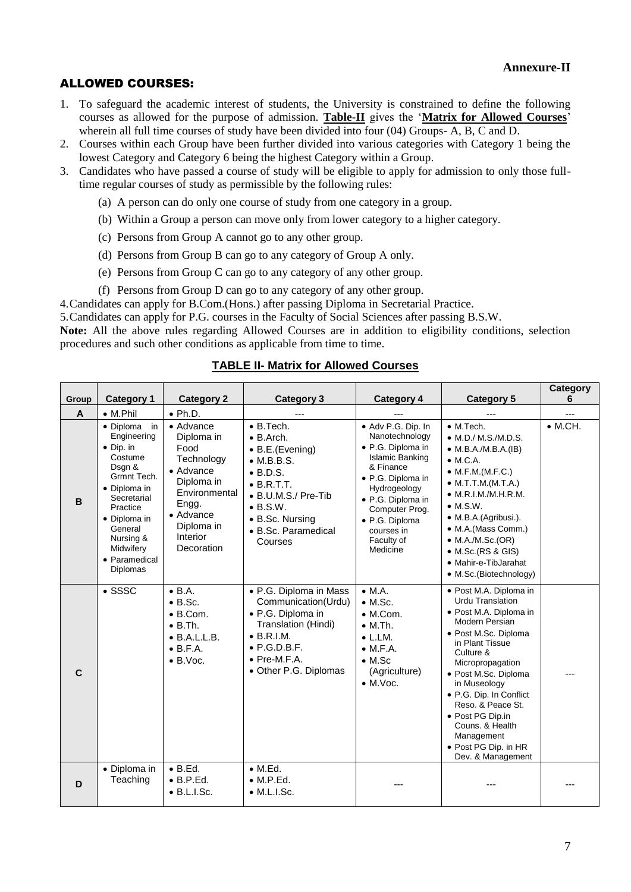**Annexure-II**

## ALLOWED COURSES:

1. To safeguard the academic interest of students, the University is constrained to define the following courses as allowed for the purpose of admission. **Table-II** gives the '**Matrix for Allowed Courses**' wherein all full time courses of study have been divided into four (04) Groups- A, B, C and D.
2. Courses within each Group have been further divided into various categories with Category 1 being the lowest Category and Category 6 being the highest Category within a Group.
3. Candidates who have passed a course of study will be eligible to apply for admission to only those full-time regular courses of study as permissible by the following rules:
   - (a) A person can do only one course of study from one category in a group.
   - (b) Within a Group a person can move only from lower category to a higher category.
   - (c) Persons from Group A cannot go to any other group.
   - (d) Persons from Group B can go to any category of Group A only.
   - (e) Persons from Group C can go to any category of any other group.
   - (f) Persons from Group D can go to any category of any other group.
4. Candidates can apply for B.Com.(Hons.) after passing Diploma in Secretarial Practice.
5. Candidates can apply for P.G. courses in the Faculty of Social Sciences after passing B.S.W.

**Note:** All the above rules regarding Allowed Courses are in addition to eligibility conditions, selection procedures and such other conditions as applicable from time to time.

### TABLE II- Matrix for Allowed Courses

| Group | Category 1 | Category 2 | Category 3 | Category 4 | Category 5 | Category 6 |
|---|---|---|---|---|---|---|
| A | • M.Phil | • Ph.D. | --- | --- | --- | --- |
| B | • Diploma in Engineering<br>• Dip. in Costume Dsgn & Grmnt Tech.<br>• Diploma in Secretarial Practice<br>• Diploma in General Nursing & Midwifery<br>• Paramedical Diplomas | • Advance Diploma in Food Technology<br>• Advance Diploma in Environmental Engg.<br>• Advance Diploma in Interior Decoration | • B.Tech.<br>• B.Arch.<br>• B.E.(Evening)<br>• M.B.B.S.<br>• B.D.S.<br>• B.R.T.T.<br>• B.U.M.S./ Pre-Tib<br>• B.S.W.<br>• B.Sc. Nursing<br>• B.Sc. Paramedical Courses | • Adv P.G. Dip. In Nanotechnology<br>• P.G. Diploma in Islamic Banking & Finance<br>• P.G. Diploma in Hydrogeology<br>• P.G. Diploma in Computer Prog.<br>• P.G. Diploma courses in Faculty of Medicine | • M.Tech.<br>• M.D./ M.S./M.D.S.<br>• M.B.A./M.B.A.(IB)<br>• M.C.A.<br>• M.F.M.(M.F.C.)<br>• M.T.T.M.(M.T.A.)<br>• M.R.I.M./M.H.R.M.<br>• M.S.W.<br>• M.B.A.(Agribusi.).<br>• M.A.(Mass Comm.)<br>• M.A./M.Sc.(OR)<br>• M.Sc.(RS & GIS)<br>• Mahir-e-TibJarahat<br>• M.Sc.(Biotechnology) | • M.CH. |
| C | • SSSC | • B.A.<br>• B.Sc.<br>• B.Com.<br>• B.Th.<br>• B.A.L.L.B.<br>• B.F.A.<br>• B.Voc. | • P.G. Diploma in Mass Communication(Urdu)<br>• P.G. Diploma in Translation (Hindi)<br>• B.R.I.M.<br>• P.G.D.B.F.<br>• Pre-M.F.A.<br>• Other P.G. Diplomas | • M.A.<br>• M.Sc.<br>• M.Com.<br>• M.Th.<br>• L.LM.<br>• M.F.A.<br>• M.Sc (Agriculture)<br>• M.Voc. | • Post M.A. Diploma in Urdu Translation<br>• Post M.A. Diploma in Modern Persian<br>• Post M.Sc. Diploma in Plant Tissue Culture & Micropropagation<br>• Post M.Sc. Diploma in Museology<br>• P.G. Dip. In Conflict Reso. & Peace St.<br>• Post PG Dip.in Couns. & Health Management<br>• Post PG Dip. in HR Dev. & Management | --- |
| D | • Diploma in Teaching | • B.Ed.<br>• B.P.Ed.<br>• B.L.I.Sc. | • M.Ed.<br>• M.P.Ed.<br>• M.L.I.Sc. | --- | --- | --- |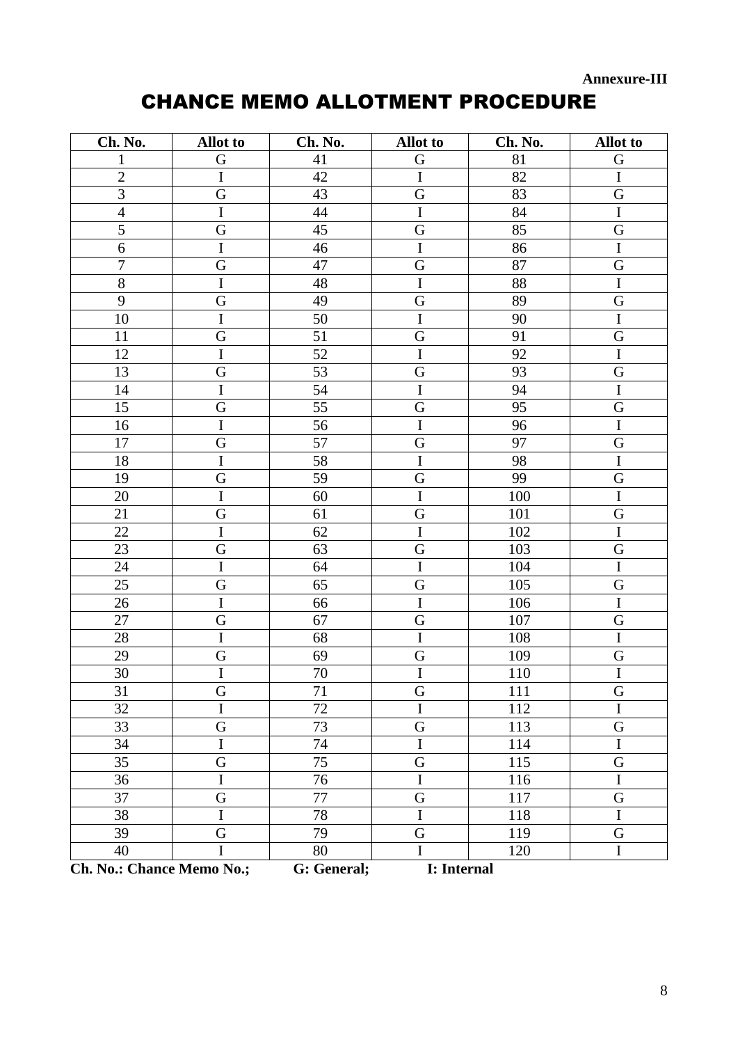**Annexure-III**

# CHANCE MEMO ALLOTMENT PROCEDURE

| Ch. No. | Allot to | Ch. No. | Allot to | Ch. No. | Allot to |
|---|---|---|---|---|---|
| 1 | G | 41 | G | 81 | G |
| 2 | I | 42 | I | 82 | I |
| 3 | G | 43 | G | 83 | G |
| 4 | I | 44 | I | 84 | I |
| 5 | G | 45 | G | 85 | G |
| 6 | I | 46 | I | 86 | I |
| 7 | G | 47 | G | 87 | G |
| 8 | I | 48 | I | 88 | I |
| 9 | G | 49 | G | 89 | G |
| 10 | I | 50 | I | 90 | I |
| 11 | G | 51 | G | 91 | G |
| 12 | I | 52 | I | 92 | I |
| 13 | G | 53 | G | 93 | G |
| 14 | I | 54 | I | 94 | I |
| 15 | G | 55 | G | 95 | G |
| 16 | I | 56 | I | 96 | I |
| 17 | G | 57 | G | 97 | G |
| 18 | I | 58 | I | 98 | I |
| 19 | G | 59 | G | 99 | G |
| 20 | I | 60 | I | 100 | I |
| 21 | G | 61 | G | 101 | G |
| 22 | I | 62 | I | 102 | I |
| 23 | G | 63 | G | 103 | G |
| 24 | I | 64 | I | 104 | I |
| 25 | G | 65 | G | 105 | G |
| 26 | I | 66 | I | 106 | I |
| 27 | G | 67 | G | 107 | G |
| 28 | I | 68 | I | 108 | I |
| 29 | G | 69 | G | 109 | G |
| 30 | I | 70 | I | 110 | I |
| 31 | G | 71 | G | 111 | G |
| 32 | I | 72 | I | 112 | I |
| 33 | G | 73 | G | 113 | G |
| 34 | I | 74 | I | 114 | I |
| 35 | G | 75 | G | 115 | G |
| 36 | I | 76 | I | 116 | I |
| 37 | G | 77 | G | 117 | G |
| 38 | I | 78 | I | 118 | I |
| 39 | G | 79 | G | 119 | G |
| 40 | I | 80 | I | 120 | I |

**Ch. No.: Chance Memo No.; G: General; I: Internal**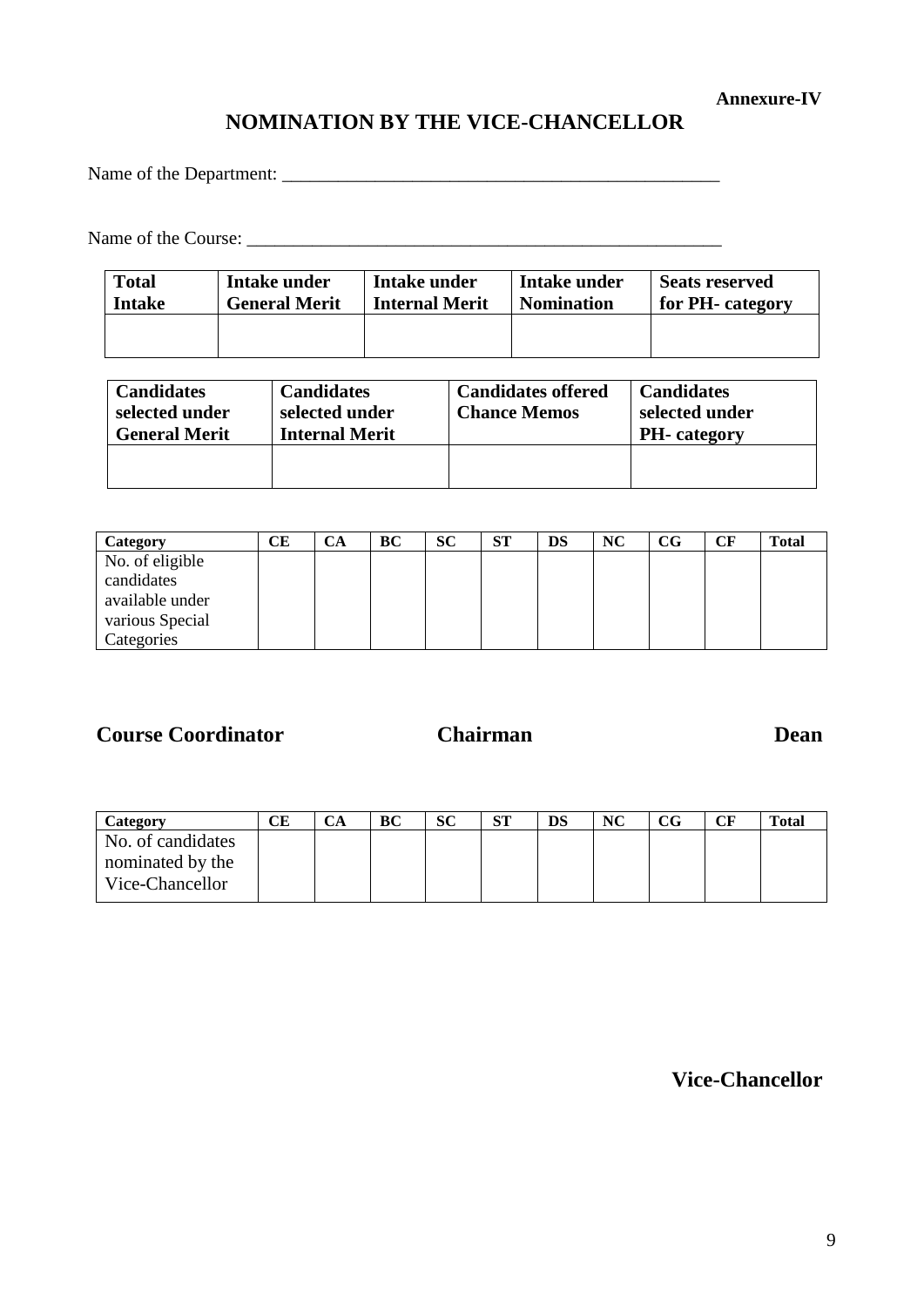**Annexure-IV**

# NOMINATION BY THE VICE-CHANCELLOR

Name of the Department: _______________________________________________

Name of the Course: ___________________________________________________

| Total Intake | Intake under General Merit | Intake under Internal Merit | Intake under Nomination | Seats reserved for PH- category |
|---|---|---|---|---|
| | | | | |

| Candidates selected under General Merit | Candidates selected under Internal Merit | Candidates offered Chance Memos | Candidates selected under PH- category |
|---|---|---|---|
| | | | |

| Category | CE | CA | BC | SC | ST | DS | NC | CG | CF | Total |
|---|---|---|---|---|---|---|---|---|---|---|
| No. of eligible candidates available under various Special Categories | | | | | | | | | | |

**Course Coordinator** **Chairman** **Dean**

| Category | CE | CA | BC | SC | ST | DS | NC | CG | CF | Total |
|---|---|---|---|---|---|---|---|---|---|---|
| No. of candidates nominated by the Vice-Chancellor | | | | | | | | | | |

**Vice-Chancellor**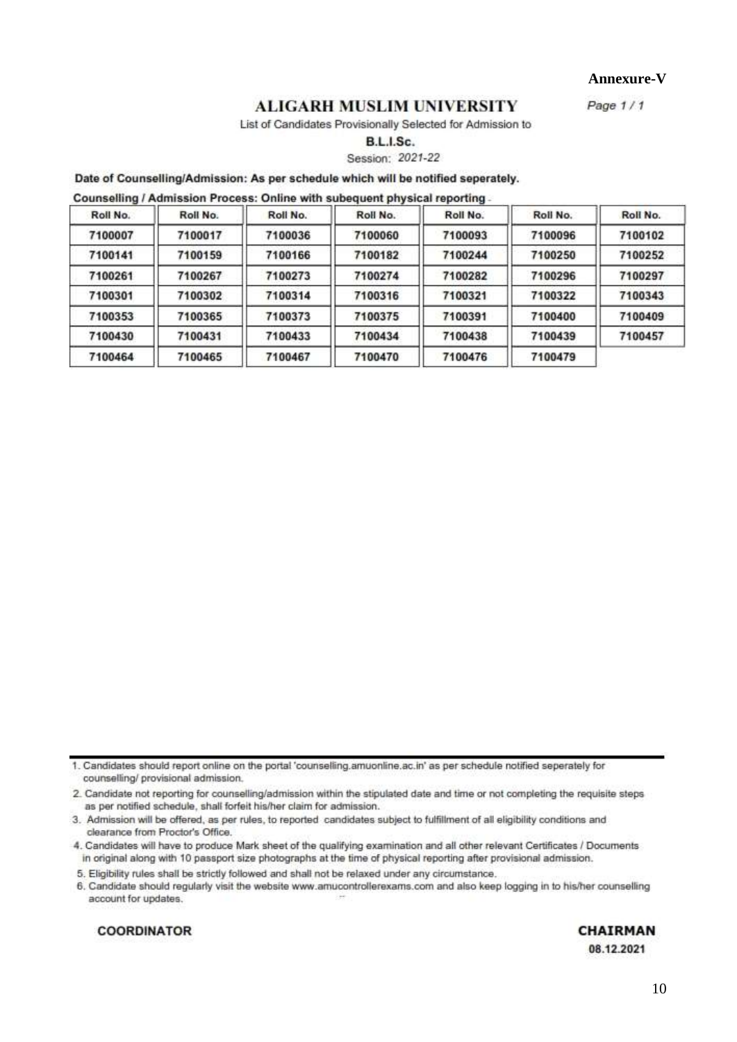**Annexure-V**

# ALIGARH MUSLIM UNIVERSITY

Page 1 / 1

List of Candidates Provisionally Selected for Admission to

**B.L.I.Sc.**

Session: 2021-22

**Date of Counselling/Admission: As per schedule which will be notified seperately.**

**Counselling / Admission Process: Online with subequent physical reporting**

| Roll No. | Roll No. | Roll No. | Roll No. | Roll No. | Roll No. | Roll No. |
|---|---|---|---|---|---|---|
| 7100007 | 7100017 | 7100036 | 7100060 | 7100093 | 7100096 | 7100102 |
| 7100141 | 7100159 | 7100166 | 7100182 | 7100244 | 7100250 | 7100252 |
| 7100261 | 7100267 | 7100273 | 7100274 | 7100282 | 7100296 | 7100297 |
| 7100301 | 7100302 | 7100314 | 7100316 | 7100321 | 7100322 | 7100343 |
| 7100353 | 7100365 | 7100373 | 7100375 | 7100391 | 7100400 | 7100409 |
| 7100430 | 7100431 | 7100433 | 7100434 | 7100438 | 7100439 | 7100457 |
| 7100464 | 7100465 | 7100467 | 7100470 | 7100476 | 7100479 | |

1. Candidates should report online on the portal 'counselling.amuonline.ac.in' as per schedule notified seperately for counselling/ provisional admission.
2. Candidate not reporting for counselling/admission within the stipulated date and time or not completing the requisite steps as per notified schedule, shall forfeit his/her claim for admission.
3. Admission will be offered, as per rules, to reported candidates subject to fulfillment of all eligibility conditions and clearance from Proctor's Office.
4. Candidates will have to produce Mark sheet of the qualifying examination and all other relevant Certificates / Documents in original along with 10 passport size photographs at the time of physical reporting after provisional admission.
5. Eligibility rules shall be strictly followed and shall not be relaxed under any circumstance.
6. Candidate should regularly visit the website www.amucontrollerexams.com and also keep logging in to his/her counselling account for updates.

**COORDINATOR**

**CHAIRMAN**
08.12.2021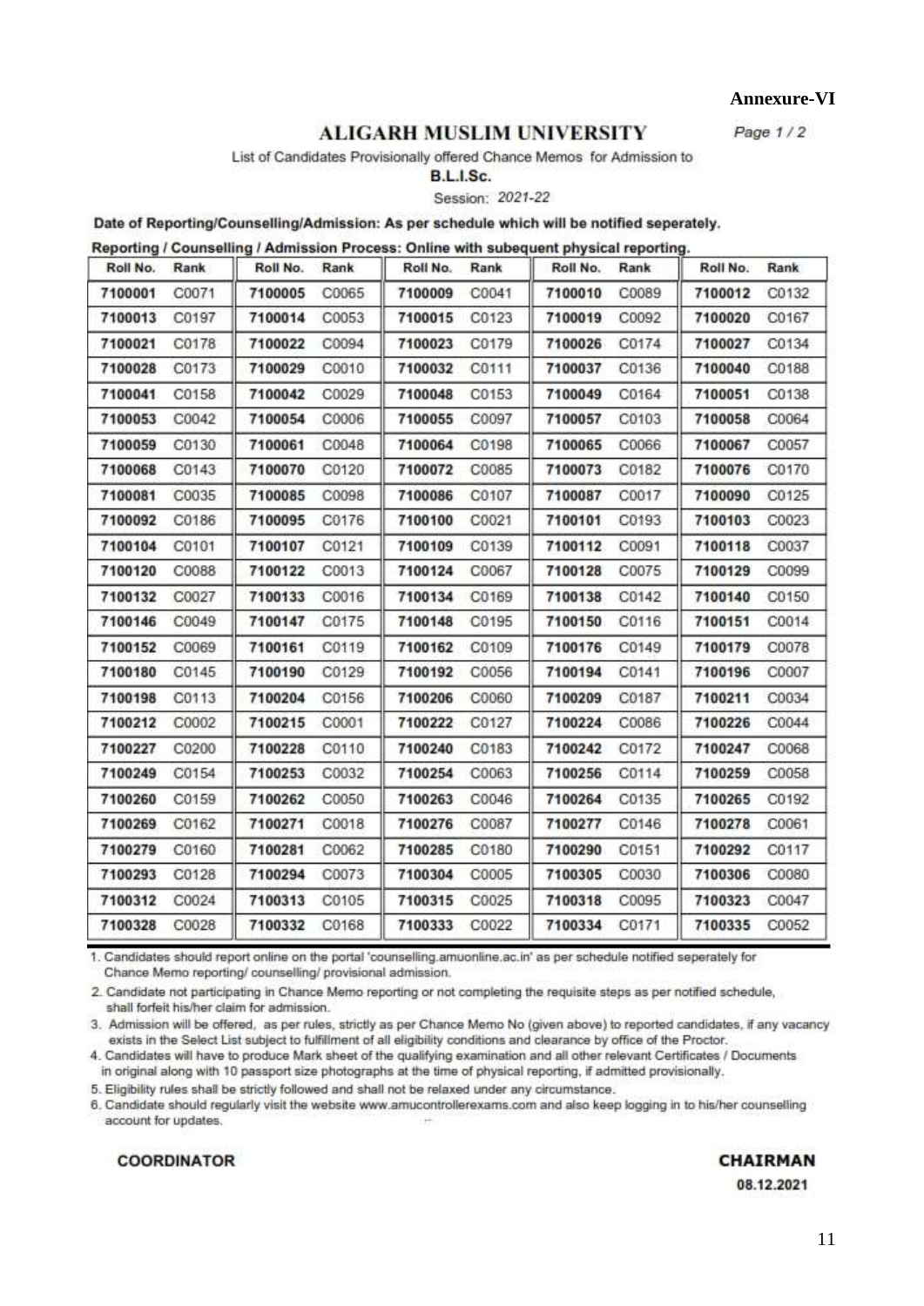**Annexure-VI**

## ALIGARH MUSLIM UNIVERSITY

Page 1 / 2

List of Candidates Provisionally offered Chance Memos for Admission to

**B.L.I.Sc.**

Session: 2021-22

**Date of Reporting/Counselling/Admission: As per schedule which will be notified seperately.**

**Reporting / Counselling / Admission Process: Online with subequent physical reporting.**

| Roll No. | Rank | Roll No. | Rank | Roll No. | Rank | Roll No. | Rank | Roll No. | Rank |
|---|---|---|---|---|---|---|---|---|---|
| 7100001 | C0071 | 7100005 | C0065 | 7100009 | C0041 | 7100010 | C0089 | 7100012 | C0132 |
| 7100013 | C0197 | 7100014 | C0053 | 7100015 | C0123 | 7100019 | C0092 | 7100020 | C0167 |
| 7100021 | C0178 | 7100022 | C0094 | 7100023 | C0179 | 7100026 | C0174 | 7100027 | C0134 |
| 7100028 | C0173 | 7100029 | C0010 | 7100032 | C0111 | 7100037 | C0136 | 7100040 | C0188 |
| 7100041 | C0158 | 7100042 | C0029 | 7100048 | C0153 | 7100049 | C0164 | 7100051 | C0138 |
| 7100053 | C0042 | 7100054 | C0006 | 7100055 | C0097 | 7100057 | C0103 | 7100058 | C0064 |
| 7100059 | C0130 | 7100061 | C0048 | 7100064 | C0198 | 7100065 | C0066 | 7100067 | C0057 |
| 7100068 | C0143 | 7100070 | C0120 | 7100072 | C0085 | 7100073 | C0182 | 7100076 | C0170 |
| 7100081 | C0035 | 7100085 | C0098 | 7100086 | C0107 | 7100087 | C0017 | 7100090 | C0125 |
| 7100092 | C0186 | 7100095 | C0176 | 7100100 | C0021 | 7100101 | C0193 | 7100103 | C0023 |
| 7100104 | C0101 | 7100107 | C0121 | 7100109 | C0139 | 7100112 | C0091 | 7100118 | C0037 |
| 7100120 | C0088 | 7100122 | C0013 | 7100124 | C0067 | 7100128 | C0075 | 7100129 | C0099 |
| 7100132 | C0027 | 7100133 | C0016 | 7100134 | C0169 | 7100138 | C0142 | 7100140 | C0150 |
| 7100146 | C0049 | 7100147 | C0175 | 7100148 | C0195 | 7100150 | C0116 | 7100151 | C0014 |
| 7100152 | C0069 | 7100161 | C0119 | 7100162 | C0109 | 7100176 | C0149 | 7100179 | C0078 |
| 7100180 | C0145 | 7100190 | C0129 | 7100192 | C0056 | 7100194 | C0141 | 7100196 | C0007 |
| 7100198 | C0113 | 7100204 | C0156 | 7100206 | C0060 | 7100209 | C0187 | 7100211 | C0034 |
| 7100212 | C0002 | 7100215 | C0001 | 7100222 | C0127 | 7100224 | C0086 | 7100226 | C0044 |
| 7100227 | C0200 | 7100228 | C0110 | 7100240 | C0183 | 7100242 | C0172 | 7100247 | C0068 |
| 7100249 | C0154 | 7100253 | C0032 | 7100254 | C0063 | 7100256 | C0114 | 7100259 | C0058 |
| 7100260 | C0159 | 7100262 | C0050 | 7100263 | C0046 | 7100264 | C0135 | 7100265 | C0192 |
| 7100269 | C0162 | 7100271 | C0018 | 7100276 | C0087 | 7100277 | C0146 | 7100278 | C0061 |
| 7100279 | C0160 | 7100281 | C0062 | 7100285 | C0180 | 7100290 | C0151 | 7100292 | C0117 |
| 7100293 | C0128 | 7100294 | C0073 | 7100304 | C0005 | 7100305 | C0030 | 7100306 | C0080 |
| 7100312 | C0024 | 7100313 | C0105 | 7100315 | C0025 | 7100318 | C0095 | 7100323 | C0047 |
| 7100328 | C0028 | 7100332 | C0168 | 7100333 | C0022 | 7100334 | C0171 | 7100335 | C0052 |

1. Candidates should report online on the portal 'counselling.amuonline.ac.in' as per schedule notified seperately for Chance Memo reporting/ counselling/ provisional admission.
2. Candidate not participating in Chance Memo reporting or not completing the requisite steps as per notified schedule, shall forfeit his/her claim for admission.
3. Admission will be offered, as per rules, strictly as per Chance Memo No (given above) to reported candidates, if any vacancy exists in the Select List subject to fulfillment of all eligibility conditions and clearance by office of the Proctor.
4. Candidates will have to produce Mark sheet of the qualifying examination and all other relevant Certificates / Documents in original along with 10 passport size photographs at the time of physical reporting, if admitted provisionally.
5. Eligibility rules shall be strictly followed and shall not be relaxed under any circumstance.
6. Candidate should regularly visit the website www.amucontrollerexams.com and also keep logging in to his/her counselling account for updates.

**COORDINATOR**

**CHAIRMAN**

**08.12.2021**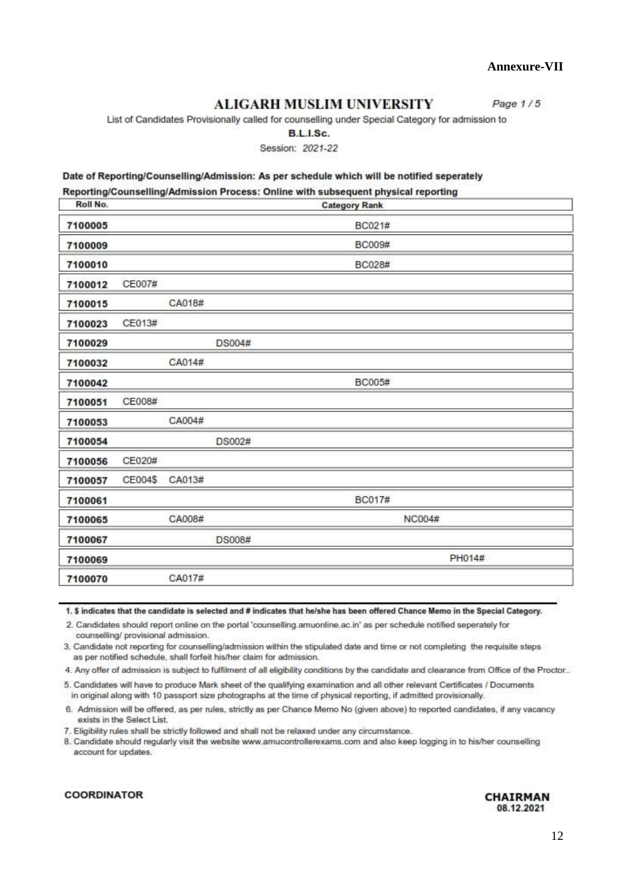**Annexure-VII**

# ALIGARH MUSLIM UNIVERSITY

List of Candidates Provisionally called for counselling under Special Category for admission to

**B.L.I.Sc.**

Session: *2021-22*

**Date of Reporting/Counselling/Admission: As per schedule which will be notified seperately**

**Reporting/Counselling/Admission Process: Online with subsequent physical reporting**

| Roll No. | Category Rank | | | | | |
|---|---|---|---|---|---|---|
| 7100005 | | | | BC021# | | |
| 7100009 | | | | BC009# | | |
| 7100010 | | | | BC028# | | |
| 7100012 | CE007# | | | | | |
| 7100015 | | CA018# | | | | |
| 7100023 | CE013# | | | | | |
| 7100029 | | | DS004# | | | |
| 7100032 | | CA014# | | | | |
| 7100042 | | | | BC005# | | |
| 7100051 | CE008# | | | | | |
| 7100053 | | CA004# | | | | |
| 7100054 | | | DS002# | | | |
| 7100056 | CE020# | | | | | |
| 7100057 | CE004$ | CA013# | | | | |
| 7100061 | | | | BC017# | | |
| 7100065 | | CA008# | | | NC004# | |
| 7100067 | | | DS008# | | | |
| 7100069 | | | | | | PH014# |
| 7100070 | | CA017# | | | | |

**1. $ indicates that the candidate is selected and # indicates that he/she has been offered Chance Memo in the Special Category.**

2. Candidates should report online on the portal 'counselling.amuonline.ac.in' as per schedule notified seperately for counselling/ provisional admission.
3. Candidate not reporting for counselling/admission within the stipulated date and time or not completing the requisite steps as per notified schedule, shall forfeit his/her claim for admission.
4. Any offer of admission is subject to fulfilment of all eligibility conditions by the candidate and clearance from Office of the Proctor..
5. Candidates will have to produce Mark sheet of the qualifying examination and all other relevant Certificates / Documents in original along with 10 passport size photographs at the time of physical reporting, if admitted provisionally.
6. Admission will be offered, as per rules, strictly as per Chance Memo No (given above) to reported candidates, if any vacancy exists in the Select List.
7. Eligibility rules shall be strictly followed and shall not be relaxed under any circumstance.
8. Candidate should regularly visit the website www.amucontrollerexams.com and also keep logging in to his/her counselling account for updates.

**COORDINATOR**

**CHAIRMAN**
**08.12.2021**